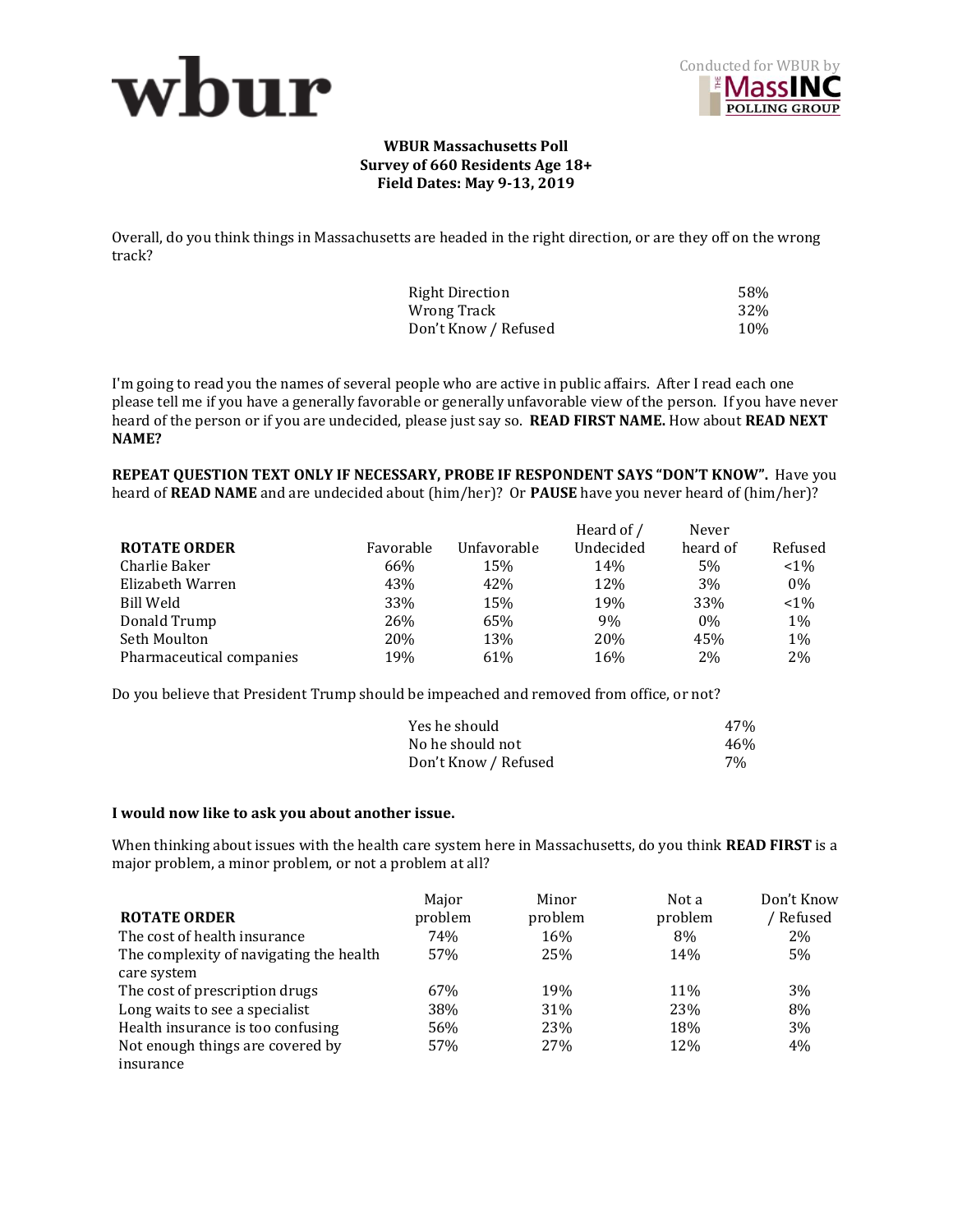wbur

Conducted for WBUR by THE MassINC POLLING GROUP

**WBUR Massachusetts Poll**
**Survey of 660 Residents Age 18+**
**Field Dates: May 9-13, 2019**

Overall, do you think things in Massachusetts are headed in the right direction, or are they off on the wrong track?

| | |
|---|---|
| Right Direction | 58% |
| Wrong Track | 32% |
| Don't Know / Refused | 10% |

I'm going to read you the names of several people who are active in public affairs. After I read each one please tell me if you have a generally favorable or generally unfavorable view of the person. If you have never heard of the person or if you are undecided, please just say so. **READ FIRST NAME.** How about **READ NEXT NAME?**

**REPEAT QUESTION TEXT ONLY IF NECESSARY, PROBE IF RESPONDENT SAYS "DON'T KNOW".** Have you heard of **READ NAME** and are undecided about (him/her)? Or **PAUSE** have you never heard of (him/her)?

| **ROTATE ORDER** | Favorable | Unfavorable | Heard of / Undecided | Never heard of | Refused |
|---|---|---|---|---|---|
| Charlie Baker | 66% | 15% | 14% | 5% | <1% |
| Elizabeth Warren | 43% | 42% | 12% | 3% | 0% |
| Bill Weld | 33% | 15% | 19% | 33% | <1% |
| Donald Trump | 26% | 65% | 9% | 0% | 1% |
| Seth Moulton | 20% | 13% | 20% | 45% | 1% |
| Pharmaceutical companies | 19% | 61% | 16% | 2% | 2% |

Do you believe that President Trump should be impeached and removed from office, or not?

| | |
|---|---|
| Yes he should | 47% |
| No he should not | 46% |
| Don't Know / Refused | 7% |

**I would now like to ask you about another issue.**

When thinking about issues with the health care system here in Massachusetts, do you think **READ FIRST** is a major problem, a minor problem, or not a problem at all?

| **ROTATE ORDER** | Major problem | Minor problem | Not a problem | Don't Know / Refused |
|---|---|---|---|---|
| The cost of health insurance | 74% | 16% | 8% | 2% |
| The complexity of navigating the health care system | 57% | 25% | 14% | 5% |
| The cost of prescription drugs | 67% | 19% | 11% | 3% |
| Long waits to see a specialist | 38% | 31% | 23% | 8% |
| Health insurance is too confusing | 56% | 23% | 18% | 3% |
| Not enough things are covered by insurance | 57% | 27% | 12% | 4% |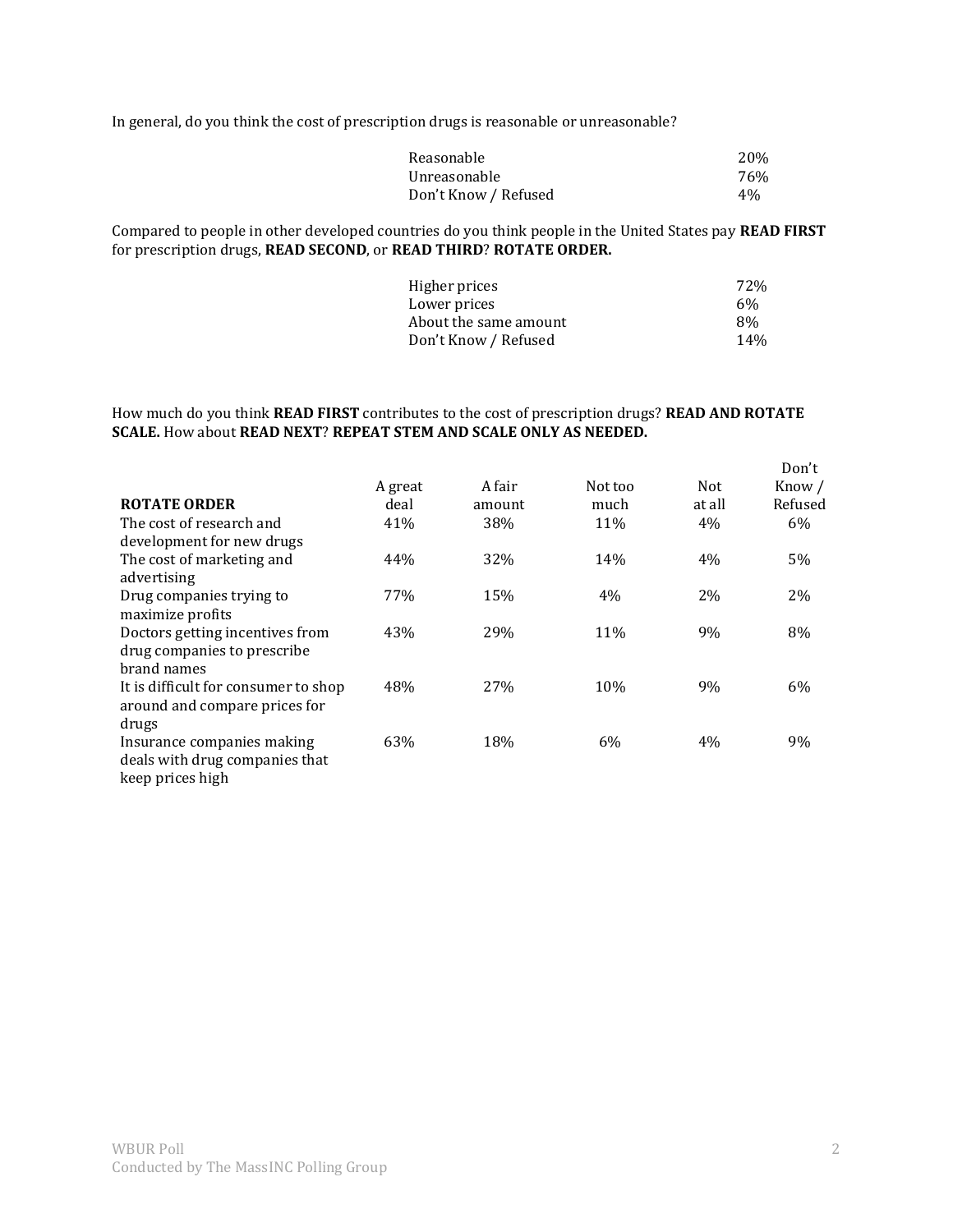In general, do you think the cost of prescription drugs is reasonable or unreasonable?

| | |
|---|---|
| Reasonable | 20% |
| Unreasonable | 76% |
| Don't Know / Refused | 4% |

Compared to people in other developed countries do you think people in the United States pay **READ FIRST** for prescription drugs, **READ SECOND**, or **READ THIRD**? **ROTATE ORDER.**

| | |
|---|---|
| Higher prices | 72% |
| Lower prices | 6% |
| About the same amount | 8% |
| Don't Know / Refused | 14% |

How much do you think **READ FIRST** contributes to the cost of prescription drugs? **READ AND ROTATE SCALE.** How about **READ NEXT**? **REPEAT STEM AND SCALE ONLY AS NEEDED.**

| **ROTATE ORDER** | A great deal | A fair amount | Not too much | Not at all | Don't Know / Refused |
|---|---|---|---|---|---|
| The cost of research and development for new drugs | 41% | 38% | 11% | 4% | 6% |
| The cost of marketing and advertising | 44% | 32% | 14% | 4% | 5% |
| Drug companies trying to maximize profits | 77% | 15% | 4% | 2% | 2% |
| Doctors getting incentives from drug companies to prescribe brand names | 43% | 29% | 11% | 9% | 8% |
| It is difficult for consumer to shop around and compare prices for drugs | 48% | 27% | 10% | 9% | 6% |
| Insurance companies making deals with drug companies that keep prices high | 63% | 18% | 6% | 4% | 9% |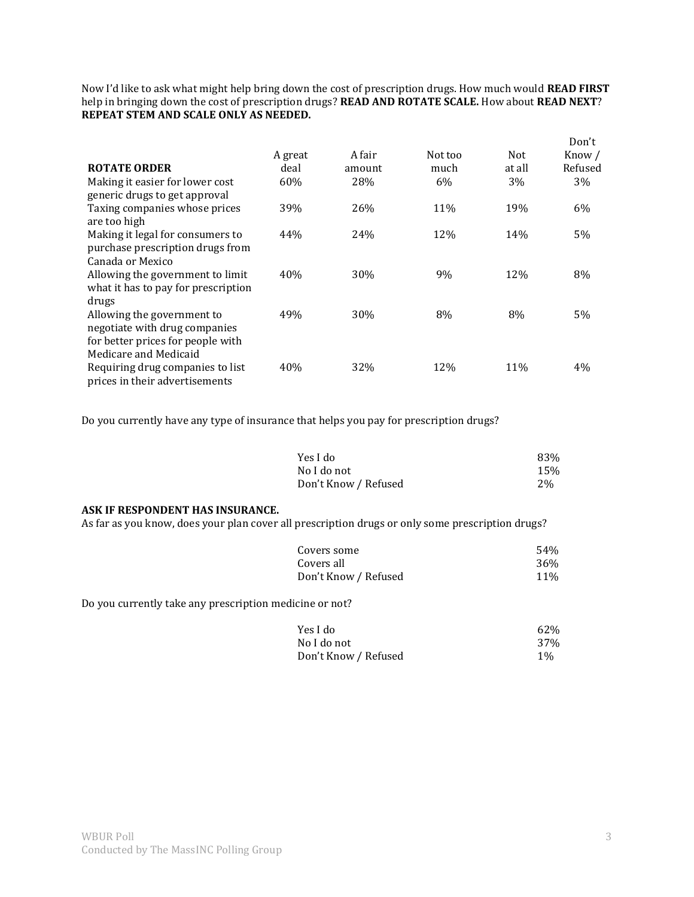Now I'd like to ask what might help bring down the cost of prescription drugs. How much would **READ FIRST** help in bringing down the cost of prescription drugs? **READ AND ROTATE SCALE.** How about **READ NEXT**? **REPEAT STEM AND SCALE ONLY AS NEEDED.**

| **ROTATE ORDER** | A great deal | A fair amount | Not too much | Not at all | Don't Know / Refused |
|---|---|---|---|---|---|
| Making it easier for lower cost generic drugs to get approval | 60% | 28% | 6% | 3% | 3% |
| Taxing companies whose prices are too high | 39% | 26% | 11% | 19% | 6% |
| Making it legal for consumers to purchase prescription drugs from Canada or Mexico | 44% | 24% | 12% | 14% | 5% |
| Allowing the government to limit what it has to pay for prescription drugs | 40% | 30% | 9% | 12% | 8% |
| Allowing the government to negotiate with drug companies for better prices for people with Medicare and Medicaid | 49% | 30% | 8% | 8% | 5% |
| Requiring drug companies to list prices in their advertisements | 40% | 32% | 12% | 11% | 4% |

Do you currently have any type of insurance that helps you pay for prescription drugs?

| | |
|---|---|
| Yes I do | 83% |
| No I do not | 15% |
| Don't Know / Refused | 2% |

**ASK IF RESPONDENT HAS INSURANCE.**
As far as you know, does your plan cover all prescription drugs or only some prescription drugs?

| | |
|---|---|
| Covers some | 54% |
| Covers all | 36% |
| Don't Know / Refused | 11% |

Do you currently take any prescription medicine or not?

| | |
|---|---|
| Yes I do | 62% |
| No I do not | 37% |
| Don't Know / Refused | 1% |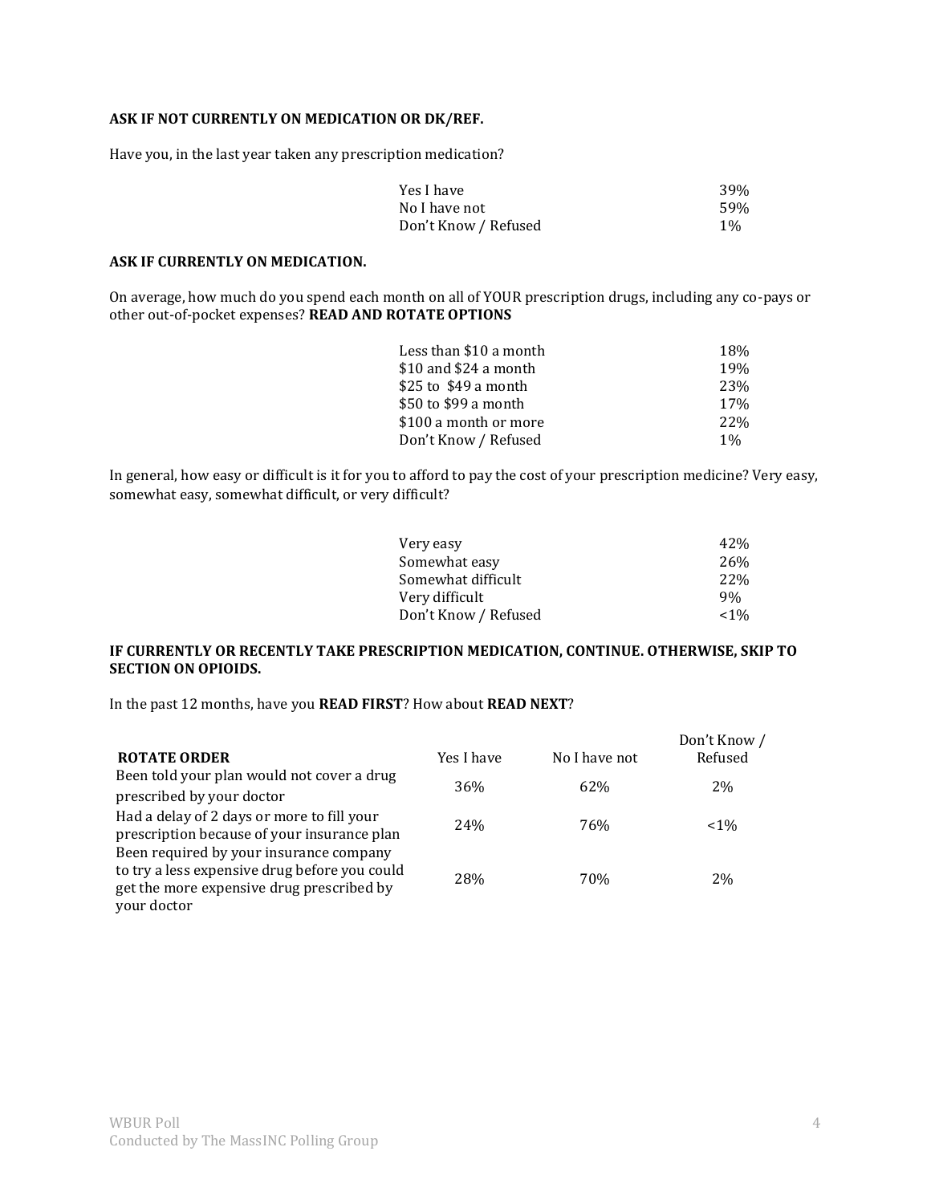**ASK IF NOT CURRENTLY ON MEDICATION OR DK/REF.**

Have you, in the last year taken any prescription medication?

| | |
|---|---|
| Yes I have | 39% |
| No I have not | 59% |
| Don't Know / Refused | 1% |

**ASK IF CURRENTLY ON MEDICATION.**

On average, how much do you spend each month on all of YOUR prescription drugs, including any co-pays or other out-of-pocket expenses? **READ AND ROTATE OPTIONS**

| | |
|---|---|
| Less than $10 a month | 18% |
| $10 and $24 a month | 19% |
| $25 to $49 a month | 23% |
| $50 to $99 a month | 17% |
| $100 a month or more | 22% |
| Don't Know / Refused | 1% |

In general, how easy or difficult is it for you to afford to pay the cost of your prescription medicine? Very easy, somewhat easy, somewhat difficult, or very difficult?

| | |
|---|---|
| Very easy | 42% |
| Somewhat easy | 26% |
| Somewhat difficult | 22% |
| Very difficult | 9% |
| Don't Know / Refused | <1% |

**IF CURRENTLY OR RECENTLY TAKE PRESCRIPTION MEDICATION, CONTINUE. OTHERWISE, SKIP TO SECTION ON OPIOIDS.**

In the past 12 months, have you **READ FIRST**? How about **READ NEXT**?

| **ROTATE ORDER** | Yes I have | No I have not | Don't Know / Refused |
|---|---|---|---|
| Been told your plan would not cover a drug prescribed by your doctor | 36% | 62% | 2% |
| Had a delay of 2 days or more to fill your prescription because of your insurance plan | 24% | 76% | <1% |
| Been required by your insurance company to try a less expensive drug before you could get the more expensive drug prescribed by your doctor | 28% | 70% | 2% |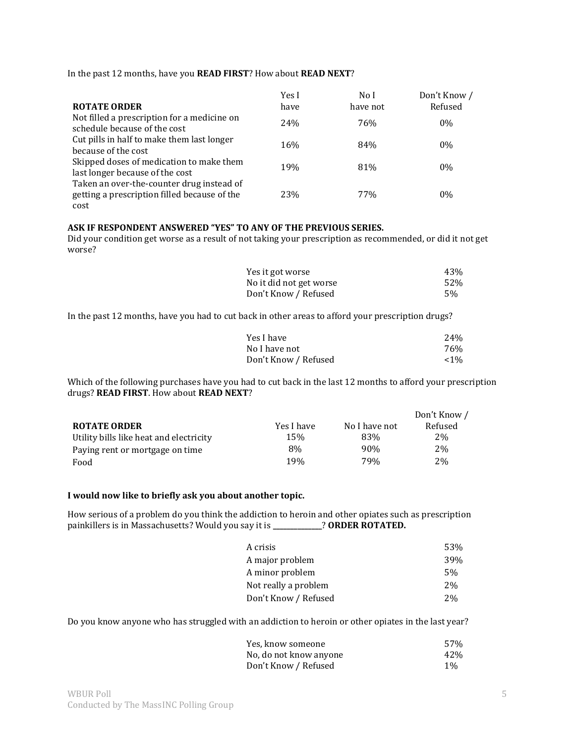In the past 12 months, have you **READ FIRST**? How about **READ NEXT**?

| **ROTATE ORDER** | Yes I have | No I have not | Don't Know / Refused |
|---|---|---|---|
| Not filled a prescription for a medicine on schedule because of the cost | 24% | 76% | 0% |
| Cut pills in half to make them last longer because of the cost | 16% | 84% | 0% |
| Skipped doses of medication to make them last longer because of the cost | 19% | 81% | 0% |
| Taken an over-the-counter drug instead of getting a prescription filled because of the cost | 23% | 77% | 0% |

**ASK IF RESPONDENT ANSWERED "YES" TO ANY OF THE PREVIOUS SERIES.**

Did your condition get worse as a result of not taking your prescription as recommended, or did it not get worse?

| | |
|---|---|
| Yes it got worse | 43% |
| No it did not get worse | 52% |
| Don't Know / Refused | 5% |

In the past 12 months, have you had to cut back in other areas to afford your prescription drugs?

| | |
|---|---|
| Yes I have | 24% |
| No I have not | 76% |
| Don't Know / Refused | <1% |

Which of the following purchases have you had to cut back in the last 12 months to afford your prescription drugs? **READ FIRST**. How about **READ NEXT**?

| **ROTATE ORDER** | Yes I have | No I have not | Don't Know / Refused |
|---|---|---|---|
| Utility bills like heat and electricity | 15% | 83% | 2% |
| Paying rent or mortgage on time | 8% | 90% | 2% |
| Food | 19% | 79% | 2% |

**I would now like to briefly ask you about another topic.**

How serious of a problem do you think the addiction to heroin and other opiates such as prescription painkillers is in Massachusetts? Would you say it is _____________? **ORDER ROTATED.**

| | |
|---|---|
| A crisis | 53% |
| A major problem | 39% |
| A minor problem | 5% |
| Not really a problem | 2% |
| Don't Know / Refused | 2% |

Do you know anyone who has struggled with an addiction to heroin or other opiates in the last year?

| | |
|---|---|
| Yes, know someone | 57% |
| No, do not know anyone | 42% |
| Don't Know / Refused | 1% |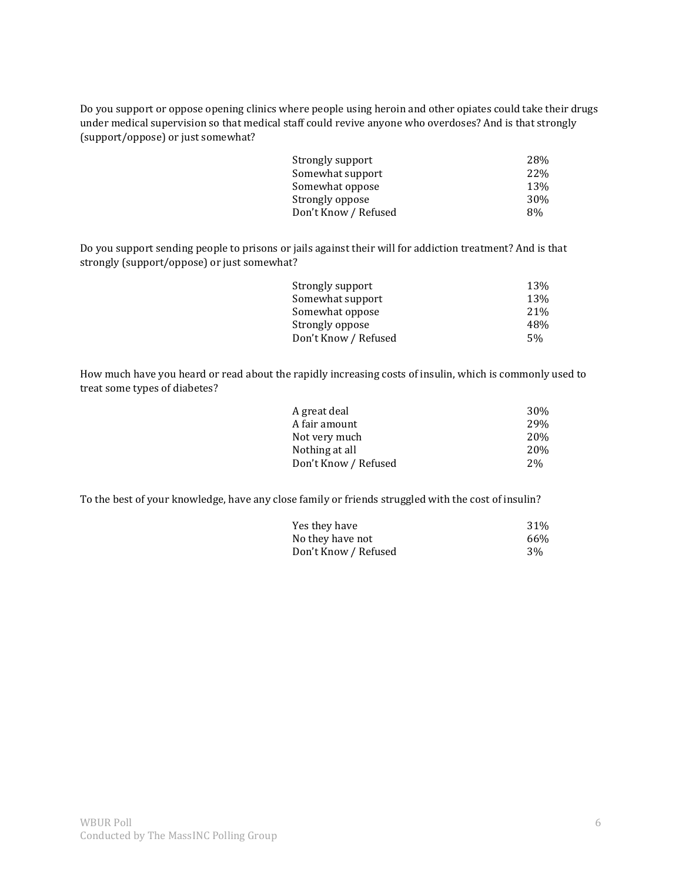Do you support or oppose opening clinics where people using heroin and other opiates could take their drugs under medical supervision so that medical staff could revive anyone who overdoses? And is that strongly (support/oppose) or just somewhat?

| | |
|---|---|
| Strongly support | 28% |
| Somewhat support | 22% |
| Somewhat oppose | 13% |
| Strongly oppose | 30% |
| Don't Know / Refused | 8% |

Do you support sending people to prisons or jails against their will for addiction treatment? And is that strongly (support/oppose) or just somewhat?

| | |
|---|---|
| Strongly support | 13% |
| Somewhat support | 13% |
| Somewhat oppose | 21% |
| Strongly oppose | 48% |
| Don't Know / Refused | 5% |

How much have you heard or read about the rapidly increasing costs of insulin, which is commonly used to treat some types of diabetes?

| | |
|---|---|
| A great deal | 30% |
| A fair amount | 29% |
| Not very much | 20% |
| Nothing at all | 20% |
| Don't Know / Refused | 2% |

To the best of your knowledge, have any close family or friends struggled with the cost of insulin?

| | |
|---|---|
| Yes they have | 31% |
| No they have not | 66% |
| Don't Know / Refused | 3% |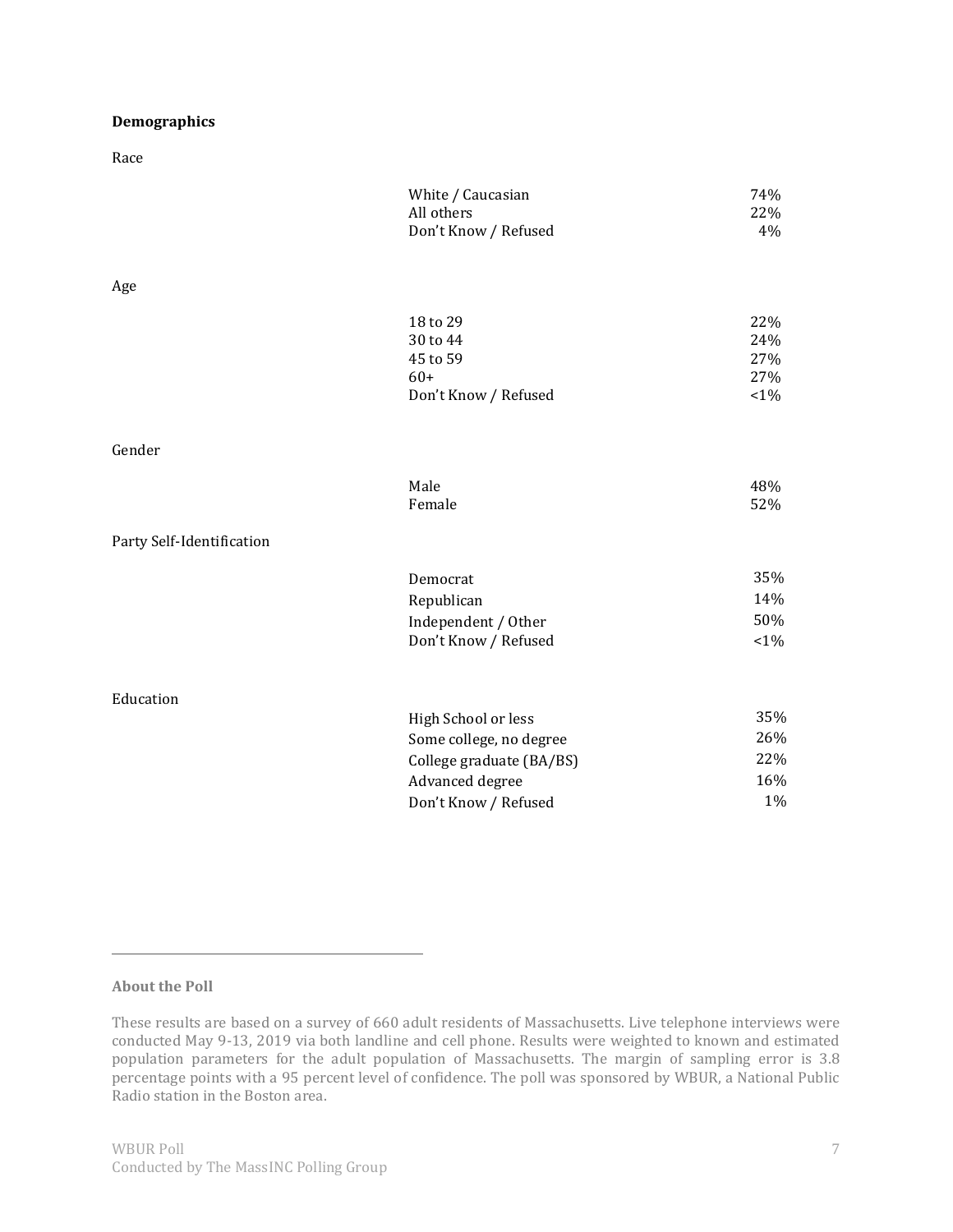## Demographics

Race

| | | |
|---|---|---|
| | White / Caucasian | 74% |
| | All others | 22% |
| | Don't Know / Refused | 4% |

Age

| | | |
|---|---|---|
| | 18 to 29 | 22% |
| | 30 to 44 | 24% |
| | 45 to 59 | 27% |
| | 60+ | 27% |
| | Don't Know / Refused | <1% |

Gender

| | | |
|---|---|---|
| | Male | 48% |
| | Female | 52% |

Party Self-Identification

| | | |
|---|---|---|
| | Democrat | 35% |
| | Republican | 14% |
| | Independent / Other | 50% |
| | Don't Know / Refused | <1% |

Education

| | | |
|---|---|---|
| | High School or less | 35% |
| | Some college, no degree | 26% |
| | College graduate (BA/BS) | 22% |
| | Advanced degree | 16% |
| | Don't Know / Refused | 1% |

---

**About the Poll**

These results are based on a survey of 660 adult residents of Massachusetts. Live telephone interviews were conducted May 9-13, 2019 via both landline and cell phone. Results were weighted to known and estimated population parameters for the adult population of Massachusetts. The margin of sampling error is 3.8 percentage points with a 95 percent level of confidence. The poll was sponsored by WBUR, a National Public Radio station in the Boston area.